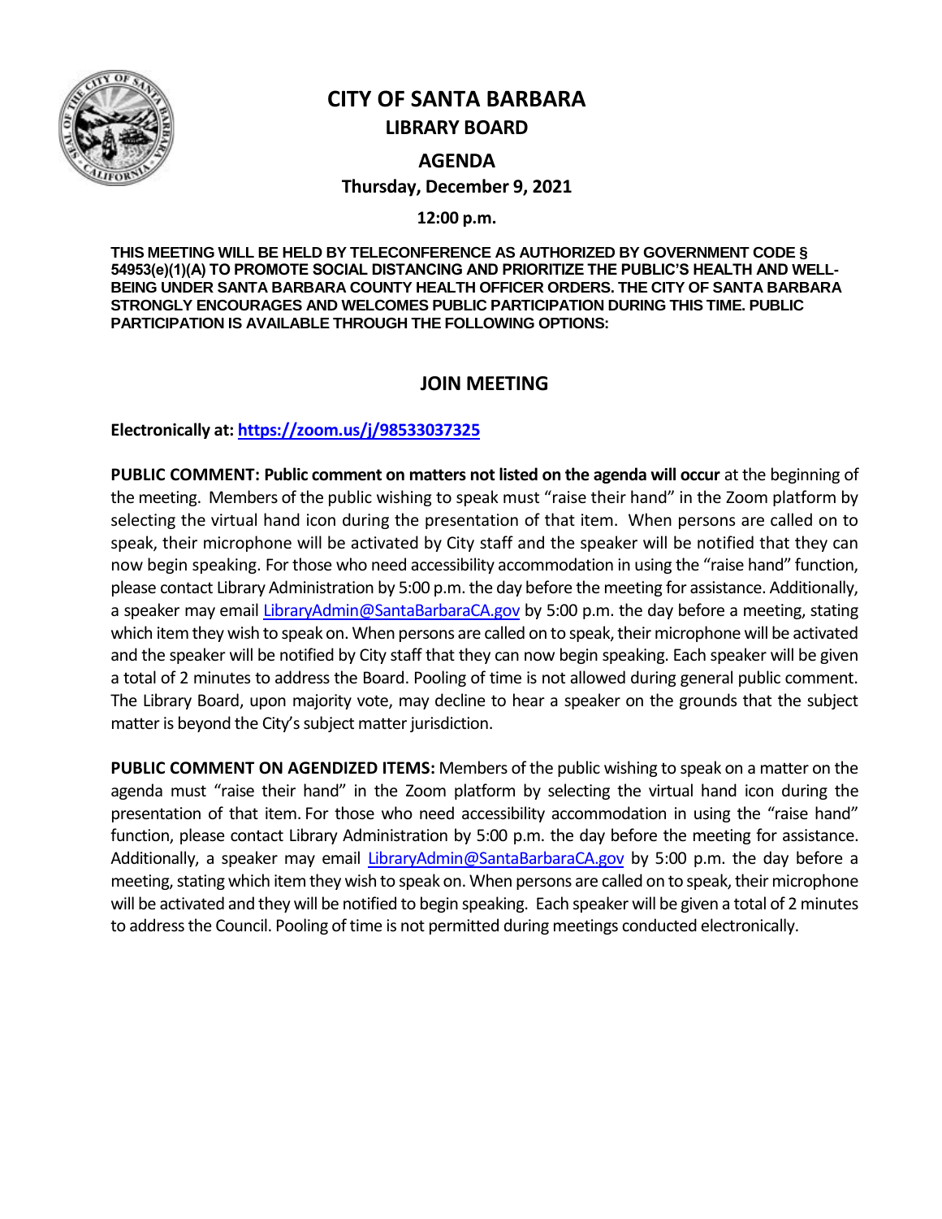# CITY OF SANTA BARBARA

## LIBRARY BOARD

## AGENDA

**Thursday, December 9, 2021**

**12:00 p.m.**

**THIS MEETING WILL BE HELD BY TELECONFERENCE AS AUTHORIZED BY GOVERNMENT CODE § 54953(e)(1)(A) TO PROMOTE SOCIAL DISTANCING AND PRIORITIZE THE PUBLIC'S HEALTH AND WELL-BEING UNDER SANTA BARBARA COUNTY HEALTH OFFICER ORDERS. THE CITY OF SANTA BARBARA STRONGLY ENCOURAGES AND WELCOMES PUBLIC PARTICIPATION DURING THIS TIME. PUBLIC PARTICIPATION IS AVAILABLE THROUGH THE FOLLOWING OPTIONS:**

## JOIN MEETING

**Electronically at: [https://zoom.us/j/98533037325](https://zoom.us/j/98533037325)**

**PUBLIC COMMENT: Public comment on matters not listed on the agenda will occur** at the beginning of the meeting. Members of the public wishing to speak must "raise their hand" in the Zoom platform by selecting the virtual hand icon during the presentation of that item. When persons are called on to speak, their microphone will be activated by City staff and the speaker will be notified that they can now begin speaking. For those who need accessibility accommodation in using the "raise hand" function, please contact Library Administration by 5:00 p.m. the day before the meeting for assistance. Additionally, a speaker may email LibraryAdmin@SantaBarbaraCA.gov by 5:00 p.m. the day before a meeting, stating which item they wish to speak on. When persons are called on to speak, their microphone will be activated and the speaker will be notified by City staff that they can now begin speaking. Each speaker will be given a total of 2 minutes to address the Board. Pooling of time is not allowed during general public comment. The Library Board, upon majority vote, may decline to hear a speaker on the grounds that the subject matter is beyond the City's subject matter jurisdiction.

**PUBLIC COMMENT ON AGENDIZED ITEMS:** Members of the public wishing to speak on a matter on the agenda must "raise their hand" in the Zoom platform by selecting the virtual hand icon during the presentation of that item. For those who need accessibility accommodation in using the "raise hand" function, please contact Library Administration by 5:00 p.m. the day before the meeting for assistance. Additionally, a speaker may email LibraryAdmin@SantaBarbaraCA.gov by 5:00 p.m. the day before a meeting, stating which item they wish to speak on. When persons are called on to speak, their microphone will be activated and they will be notified to begin speaking. Each speaker will be given a total of 2 minutes to address the Council. Pooling of time is not permitted during meetings conducted electronically.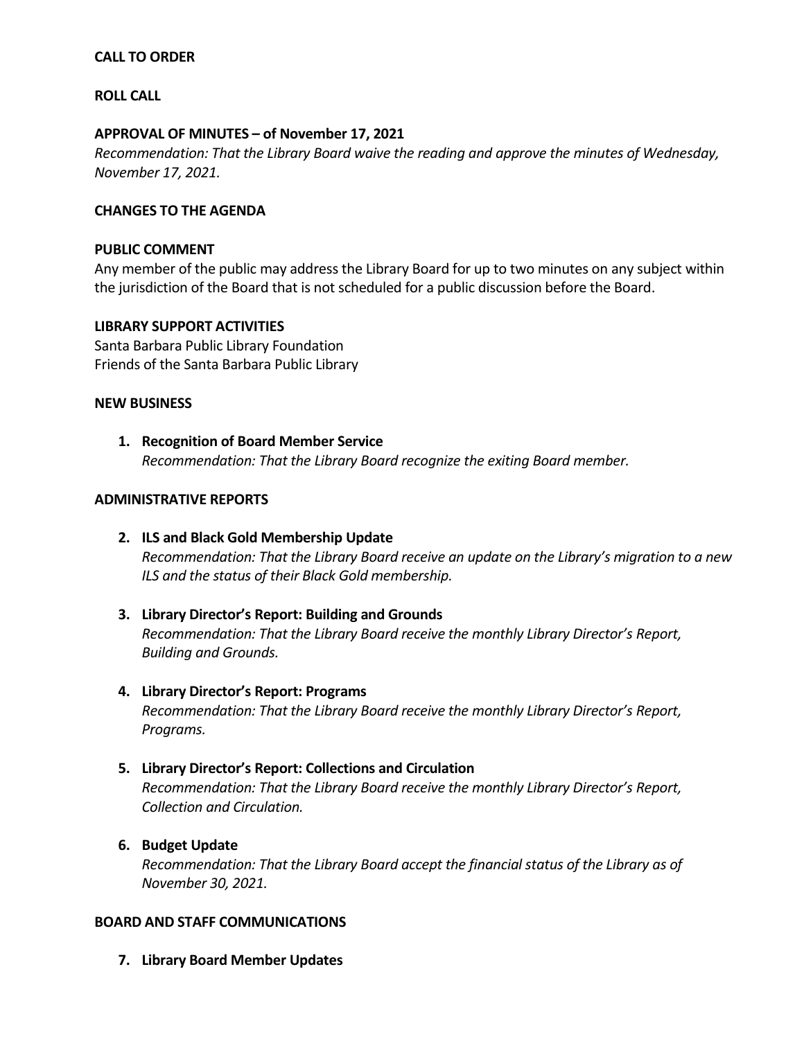**CALL TO ORDER**

**ROLL CALL**

**APPROVAL OF MINUTES – of November 17, 2021**

*Recommendation: That the Library Board waive the reading and approve the minutes of Wednesday, November 17, 2021.*

**CHANGES TO THE AGENDA**

**PUBLIC COMMENT**

Any member of the public may address the Library Board for up to two minutes on any subject within the jurisdiction of the Board that is not scheduled for a public discussion before the Board.

**LIBRARY SUPPORT ACTIVITIES**

Santa Barbara Public Library Foundation
Friends of the Santa Barbara Public Library

**NEW BUSINESS**

1. **Recognition of Board Member Service**
   *Recommendation: That the Library Board recognize the exiting Board member.*

**ADMINISTRATIVE REPORTS**

2. **ILS and Black Gold Membership Update**
   *Recommendation: That the Library Board receive an update on the Library's migration to a new ILS and the status of their Black Gold membership.*

3. **Library Director's Report: Building and Grounds**
   *Recommendation: That the Library Board receive the monthly Library Director's Report, Building and Grounds.*

4. **Library Director's Report: Programs**
   *Recommendation: That the Library Board receive the monthly Library Director's Report, Programs.*

5. **Library Director's Report: Collections and Circulation**
   *Recommendation: That the Library Board receive the monthly Library Director's Report, Collection and Circulation.*

6. **Budget Update**
   *Recommendation: That the Library Board accept the financial status of the Library as of November 30, 2021.*

**BOARD AND STAFF COMMUNICATIONS**

7. **Library Board Member Updates**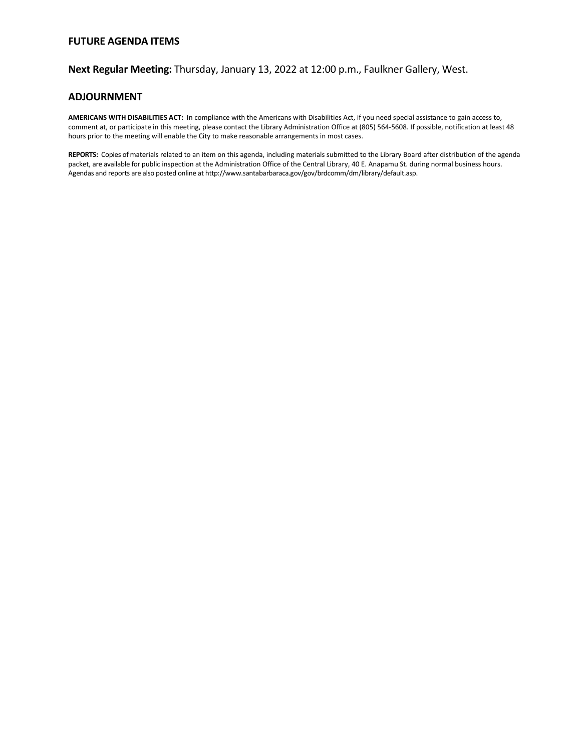## FUTURE AGENDA ITEMS

## Next Regular Meeting: Thursday, January 13, 2022 at 12:00 p.m., Faulkner Gallery, West.

## ADJOURNMENT

**AMERICANS WITH DISABILITIES ACT:** In compliance with the Americans with Disabilities Act, if you need special assistance to gain access to, comment at, or participate in this meeting, please contact the Library Administration Office at (805) 564-5608. If possible, notification at least 48 hours prior to the meeting will enable the City to make reasonable arrangements in most cases.

**REPORTS:** Copies of materials related to an item on this agenda, including materials submitted to the Library Board after distribution of the agenda packet, are available for public inspection at the Administration Office of the Central Library, 40 E. Anapamu St. during normal business hours. Agendas and reports are also posted online at http://www.santabarbaraca.gov/gov/brdcomm/dm/library/default.asp.